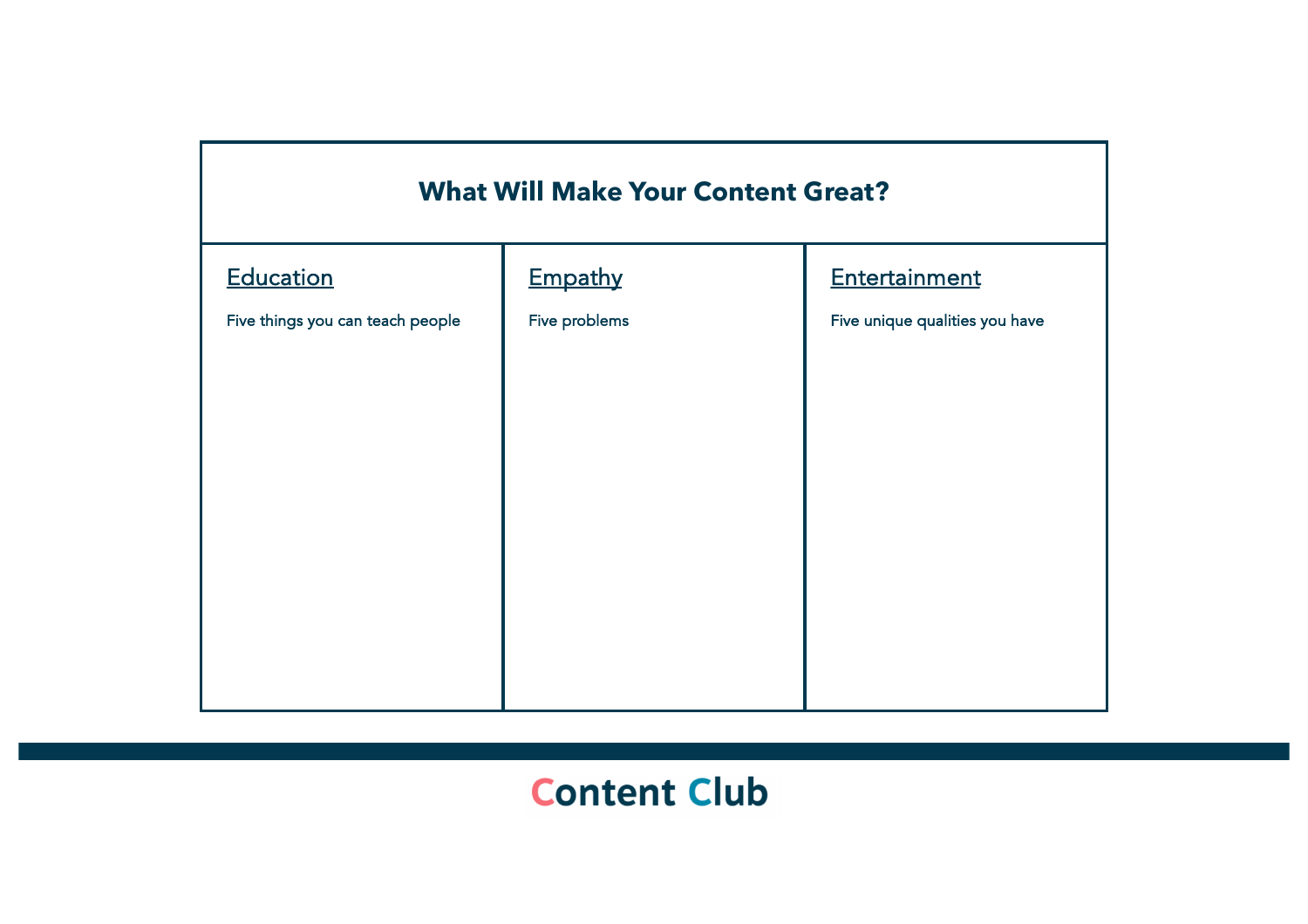| What Will Make Your Content Great? | | |
|---|---|---|
| **Education**<br><br>Five things you can teach people | **Empathy**<br><br>Five problems | **Entertainment**<br><br>Five unique qualities you have |

Content Club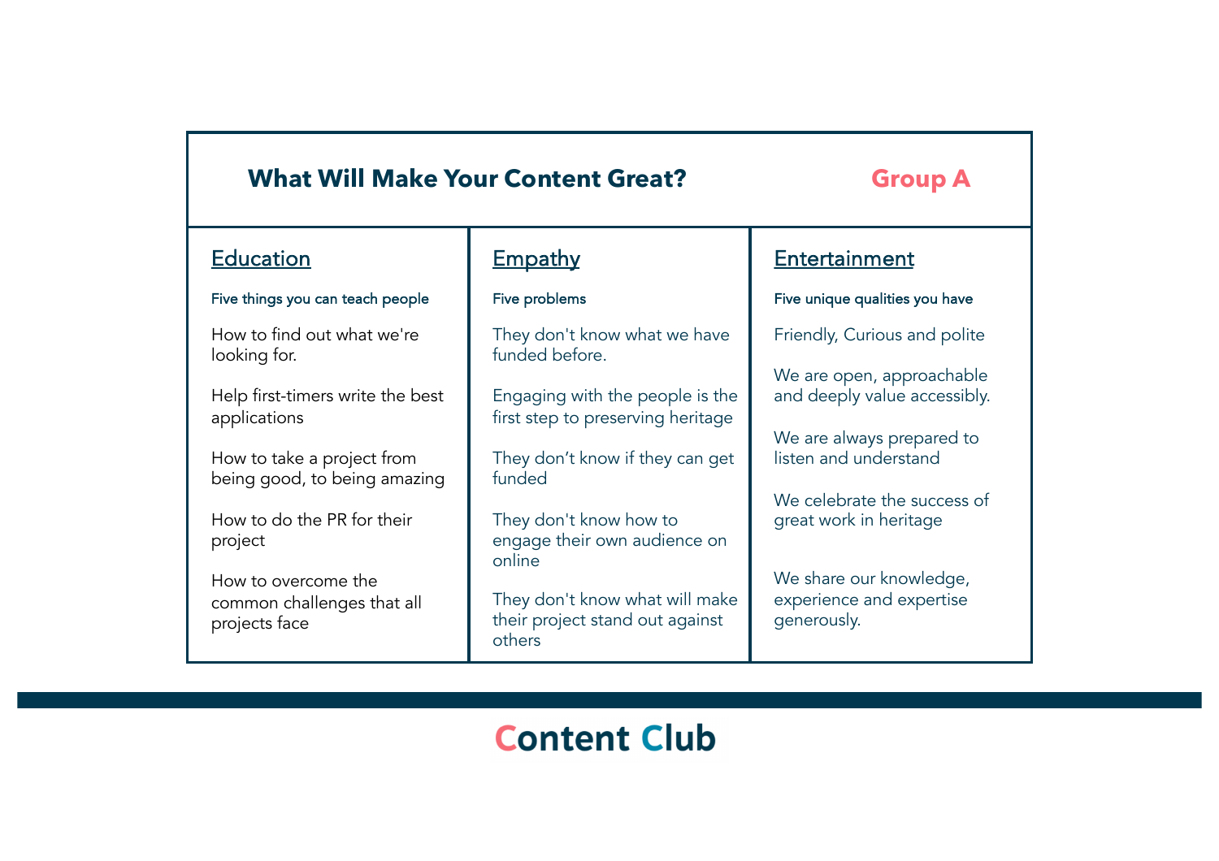## What Will Make Your Content Great? Group A

| Education | Empathy | Entertainment |
|---|---|---|
| **Five things you can teach people** | **Five problems** | **Five unique qualities you have** |
| How to find out what we're looking for. | They don't know what we have funded before. | Friendly, Curious and polite |
| Help first-timers write the best applications | Engaging with the people is the first step to preserving heritage | We are open, approachable and deeply value accessibly. |
| How to take a project from being good, to being amazing | They don't know if they can get funded | We are always prepared to listen and understand |
| How to do the PR for their project | They don't know how to engage their own audience on online | We celebrate the success of great work in heritage |
| How to overcome the common challenges that all projects face | They don't know what will make their project stand out against others | We share our knowledge, experience and expertise generously. |

Content Club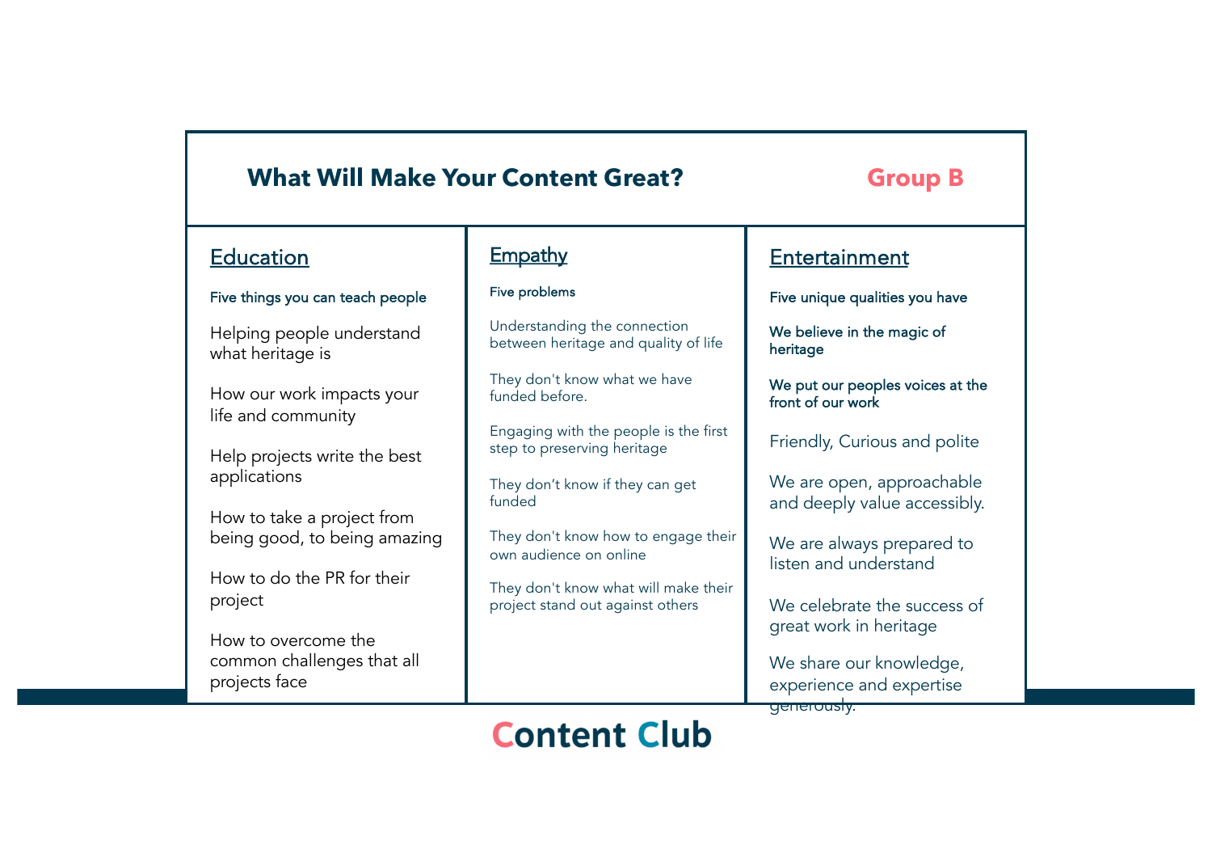## What Will Make Your Content Great?

**Group B**

### Education

**Five things you can teach people**

Helping people understand what heritage is

How our work impacts your life and community

Help projects write the best applications

How to take a project from being good, to being amazing

How to do the PR for their project

How to overcome the common challenges that all projects face

### Empathy

**Five problems**

Understanding the connection between heritage and quality of life

They don't know what we have funded before.

Engaging with the people is the first step to preserving heritage

They don't know if they can get funded

They don't know how to engage their own audience on online

They don't know what will make their project stand out against others

### Entertainment

**Five unique qualities you have**

**We believe in the magic of heritage**

**We put our peoples voices at the front of our work**

Friendly, Curious and polite

We are open, approachable and deeply value accessibly.

We are always prepared to listen and understand

We celebrate the success of great work in heritage

We share our knowledge, experience and expertise generously.

Content Club